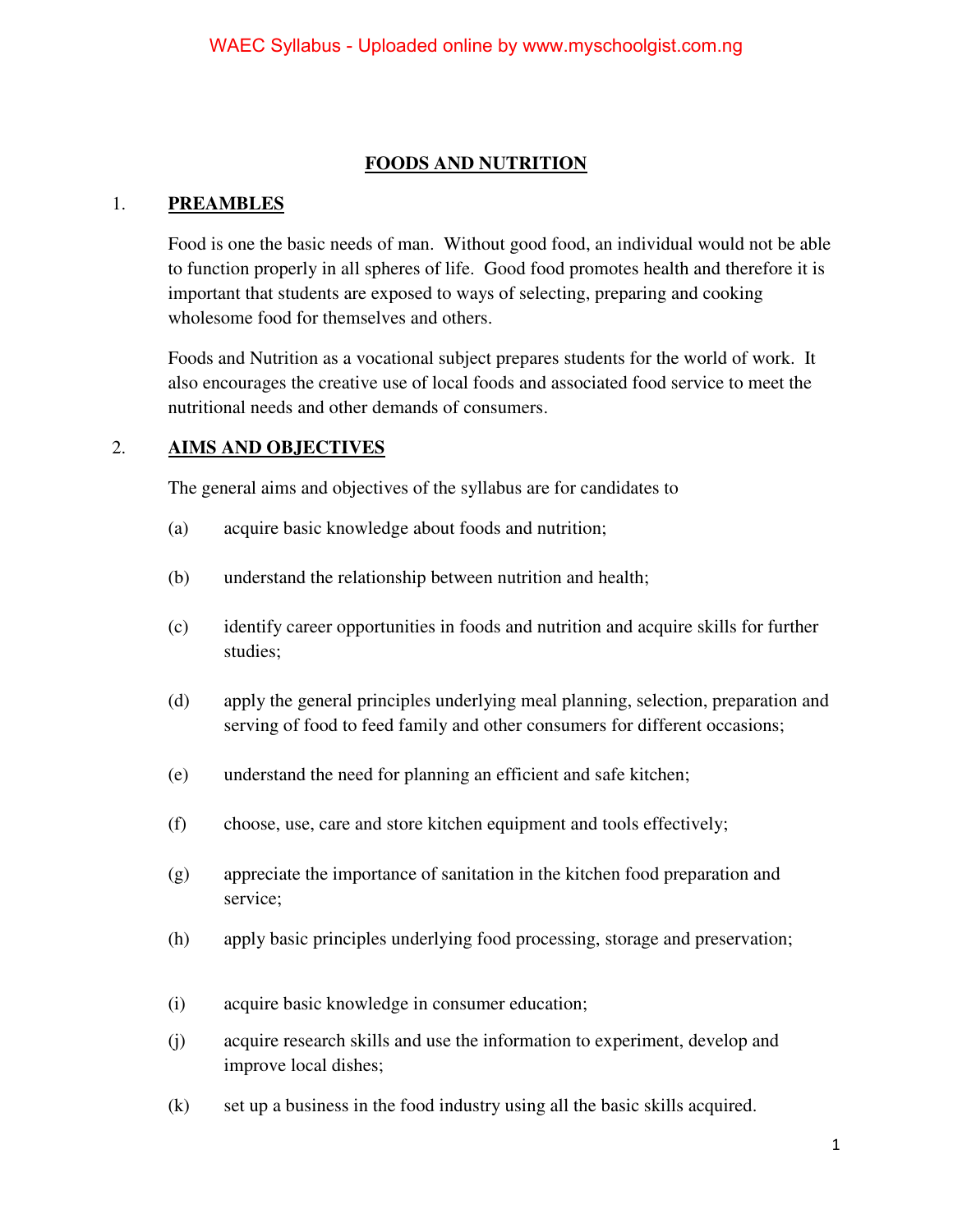# FOODS AND NUTRITION

## 1. PREAMBLES

Food is one the basic needs of man. Without good food, an individual would not be able to function properly in all spheres of life. Good food promotes health and therefore it is important that students are exposed to ways of selecting, preparing and cooking wholesome food for themselves and others.

Foods and Nutrition as a vocational subject prepares students for the world of work. It also encourages the creative use of local foods and associated food service to meet the nutritional needs and other demands of consumers.

## 2. AIMS AND OBJECTIVES

The general aims and objectives of the syllabus are for candidates to

(a) acquire basic knowledge about foods and nutrition;

(b) understand the relationship between nutrition and health;

(c) identify career opportunities in foods and nutrition and acquire skills for further studies;

(d) apply the general principles underlying meal planning, selection, preparation and serving of food to feed family and other consumers for different occasions;

(e) understand the need for planning an efficient and safe kitchen;

(f) choose, use, care and store kitchen equipment and tools effectively;

(g) appreciate the importance of sanitation in the kitchen food preparation and service;

(h) apply basic principles underlying food processing, storage and preservation;

(i) acquire basic knowledge in consumer education;

(j) acquire research skills and use the information to experiment, develop and improve local dishes;

(k) set up a business in the food industry using all the basic skills acquired.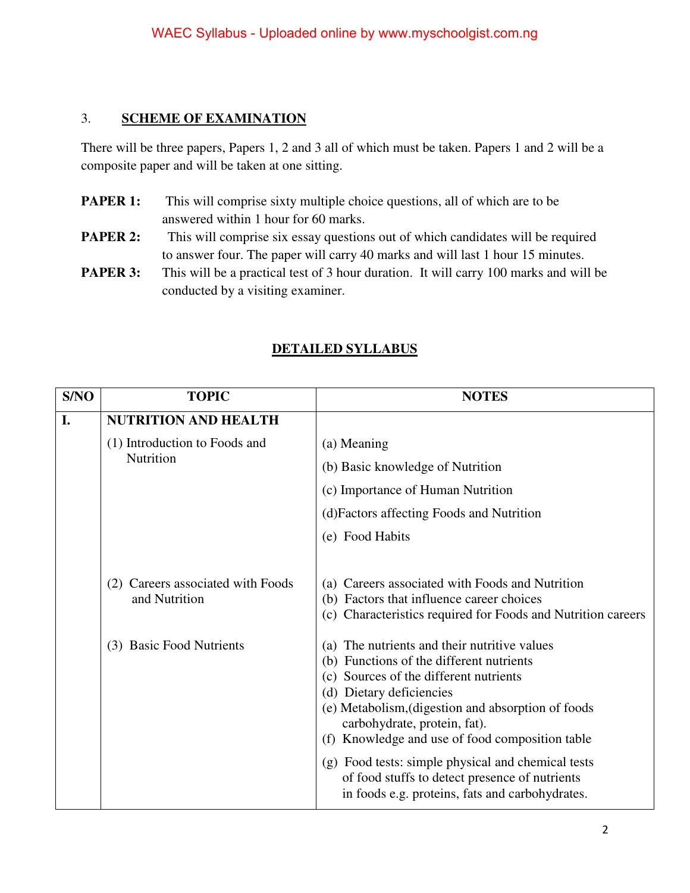## 3. SCHEME OF EXAMINATION

There will be three papers, Papers 1, 2 and 3 all of which must be taken. Papers 1 and 2 will be a composite paper and will be taken at one sitting.

**PAPER 1:** This will comprise sixty multiple choice questions, all of which are to be answered within 1 hour for 60 marks.

**PAPER 2:** This will comprise six essay questions out of which candidates will be required to answer four. The paper will carry 40 marks and will last 1 hour 15 minutes.

**PAPER 3:** This will be a practical test of 3 hour duration. It will carry 100 marks and will be conducted by a visiting examiner.

## DETAILED SYLLABUS

| S/NO | TOPIC | NOTES |
|---|---|---|
| I. | **NUTRITION AND HEALTH** | |
| | (1) Introduction to Foods and Nutrition | (a) Meaning<br>(b) Basic knowledge of Nutrition<br>(c) Importance of Human Nutrition<br>(d)Factors affecting Foods and Nutrition<br>(e) Food Habits |
| | (2) Careers associated with Foods and Nutrition | (a) Careers associated with Foods and Nutrition<br>(b) Factors that influence career choices<br>(c) Characteristics required for Foods and Nutrition careers |
| | (3) Basic Food Nutrients | (a) The nutrients and their nutritive values<br>(b) Functions of the different nutrients<br>(c) Sources of the different nutrients<br>(d) Dietary deficiencies<br>(e) Metabolism,(digestion and absorption of foods carbohydrate, protein, fat).<br>(f) Knowledge and use of food composition table<br>(g) Food tests: simple physical and chemical tests of food stuffs to detect presence of nutrients in foods e.g. proteins, fats and carbohydrates. |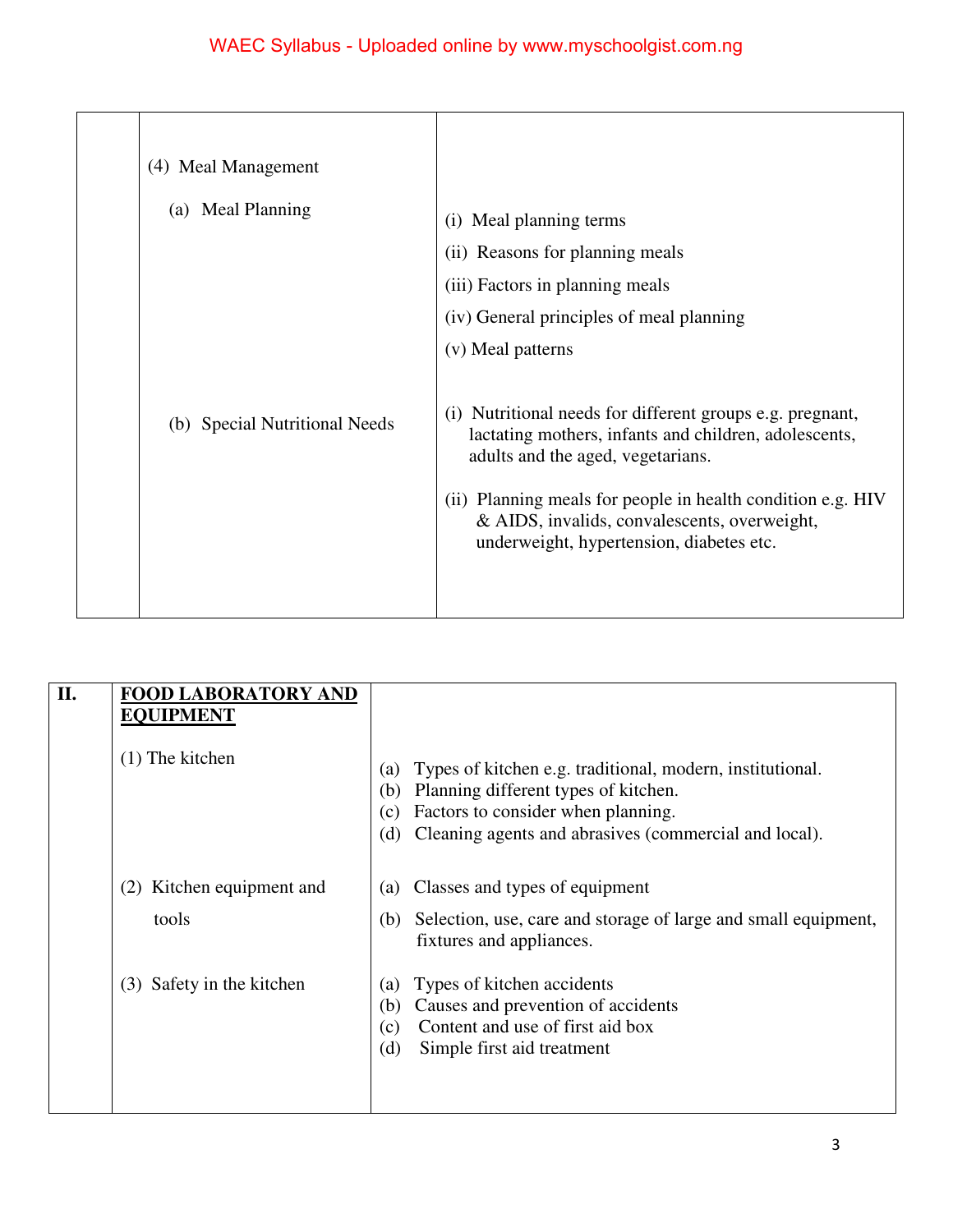| | | |
|---|---|---|
| | (4) Meal Management<br><br>(a) Meal Planning | (i) Meal planning terms<br>(ii) Reasons for planning meals<br>(iii) Factors in planning meals<br>(iv) General principles of meal planning<br>(v) Meal patterns |
| | (b) Special Nutritional Needs | (i) Nutritional needs for different groups e.g. pregnant, lactating mothers, infants and children, adolescents, adults and the aged, vegetarians.<br><br>(ii) Planning meals for people in health condition e.g. HIV & AIDS, invalids, convalescents, overweight, underweight, hypertension, diabetes etc. |

| | | |
|---|---|---|
| **II.** | **FOOD LABORATORY AND EQUIPMENT** | |
| | (1) The kitchen | (a) Types of kitchen e.g. traditional, modern, institutional.<br>(b) Planning different types of kitchen.<br>(c) Factors to consider when planning.<br>(d) Cleaning agents and abrasives (commercial and local). |
| | (2) Kitchen equipment and tools | (a) Classes and types of equipment<br>(b) Selection, use, care and storage of large and small equipment, fixtures and appliances. |
| | (3) Safety in the kitchen | (a) Types of kitchen accidents<br>(b) Causes and prevention of accidents<br>(c) Content and use of first aid box<br>(d) Simple first aid treatment |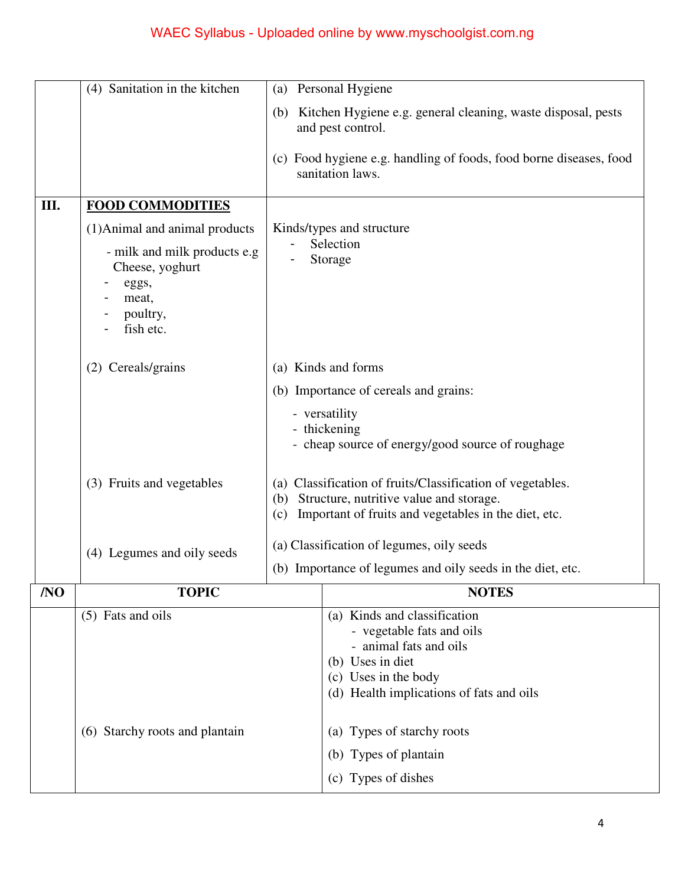| | | |
|---|---|---|
| | (4) Sanitation in the kitchen | (a) Personal Hygiene<br>(b) Kitchen Hygiene e.g. general cleaning, waste disposal, pests and pest control.<br>(c) Food hygiene e.g. handling of foods, food borne diseases, food sanitation laws. |
| III. | **FOOD COMMODITIES** | |
| | (1)Animal and animal products<br>- milk and milk products e.g Cheese, yoghurt<br>- eggs,<br>- meat,<br>- poultry,<br>- fish etc. | Kinds/types and structure<br>- Selection<br>- Storage |
| | (2) Cereals/grains | (a) Kinds and forms<br>(b) Importance of cereals and grains:<br>- versatility<br>- thickening<br>- cheap source of energy/good source of roughage |
| | (3) Fruits and vegetables | (a) Classification of fruits/Classification of vegetables.<br>(b) Structure, nutritive value and storage.<br>(c) Important of fruits and vegetables in the diet, etc. |
| | (4) Legumes and oily seeds | (a) Classification of legumes, oily seeds<br>(b) Importance of legumes and oily seeds in the diet, etc. |

| /NO | TOPIC | NOTES |
|---|---|---|
| | (5) Fats and oils | (a) Kinds and classification<br>- vegetable fats and oils<br>- animal fats and oils<br>(b) Uses in diet<br>(c) Uses in the body<br>(d) Health implications of fats and oils |
| | (6) Starchy roots and plantain | (a) Types of starchy roots<br>(b) Types of plantain<br>(c) Types of dishes |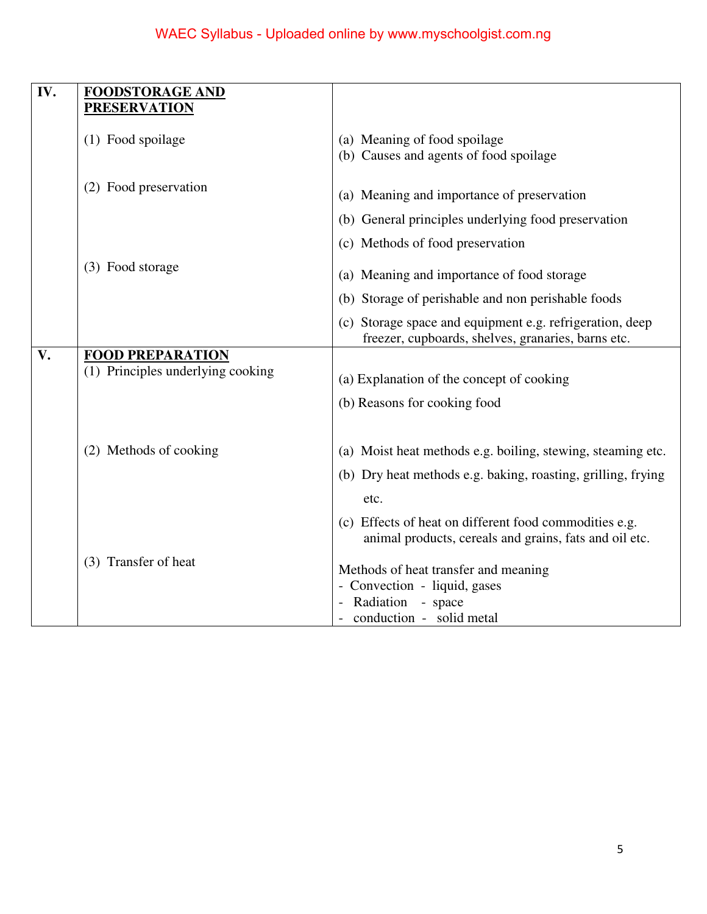| IV. | **FOODSTORAGE AND PRESERVATION** | |
|---|---|---|
| | (1) Food spoilage | (a) Meaning of food spoilage<br>(b) Causes and agents of food spoilage |
| | (2) Food preservation | (a) Meaning and importance of preservation<br>(b) General principles underlying food preservation<br>(c) Methods of food preservation |
| | (3) Food storage | (a) Meaning and importance of food storage<br>(b) Storage of perishable and non perishable foods<br>(c) Storage space and equipment e.g. refrigeration, deep freezer, cupboards, shelves, granaries, barns etc. |
| V. | **FOOD PREPARATION** | |
| | (1) Principles underlying cooking | (a) Explanation of the concept of cooking<br>(b) Reasons for cooking food |
| | (2) Methods of cooking | (a) Moist heat methods e.g. boiling, stewing, steaming etc.<br>(b) Dry heat methods e.g. baking, roasting, grilling, frying etc.<br>(c) Effects of heat on different food commodities e.g. animal products, cereals and grains, fats and oil etc. |
| | (3) Transfer of heat | Methods of heat transfer and meaning<br>- Convection - liquid, gases<br>- Radiation - space<br>- conduction - solid metal |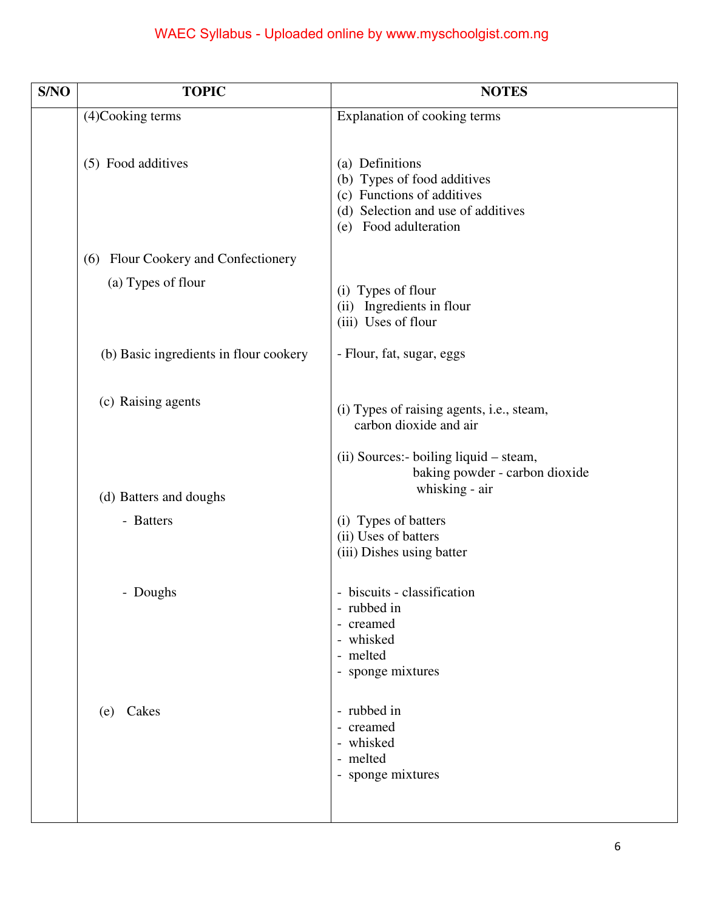| S/NO | TOPIC | NOTES |
|---|---|---|
| | (4)Cooking terms | Explanation of cooking terms |
| | (5) Food additives | (a) Definitions<br>(b) Types of food additives<br>(c) Functions of additives<br>(d) Selection and use of additives<br>(e) Food adulteration |
| | (6) Flour Cookery and Confectionery | |
| | (a) Types of flour | (i) Types of flour<br>(ii) Ingredients in flour<br>(iii) Uses of flour |
| | (b) Basic ingredients in flour cookery | - Flour, fat, sugar, eggs |
| | (c) Raising agents | (i) Types of raising agents, i.e., steam, carbon dioxide and air<br><br>(ii) Sources:- boiling liquid – steam, baking powder - carbon dioxide whisking - air |
| | (d) Batters and doughs | |
| | - Batters | (i) Types of batters<br>(ii) Uses of batters<br>(iii) Dishes using batter |
| | - Doughs | - biscuits - classification<br>- rubbed in<br>- creamed<br>- whisked<br>- melted<br>- sponge mixtures |
| | (e) Cakes | - rubbed in<br>- creamed<br>- whisked<br>- melted<br>- sponge mixtures |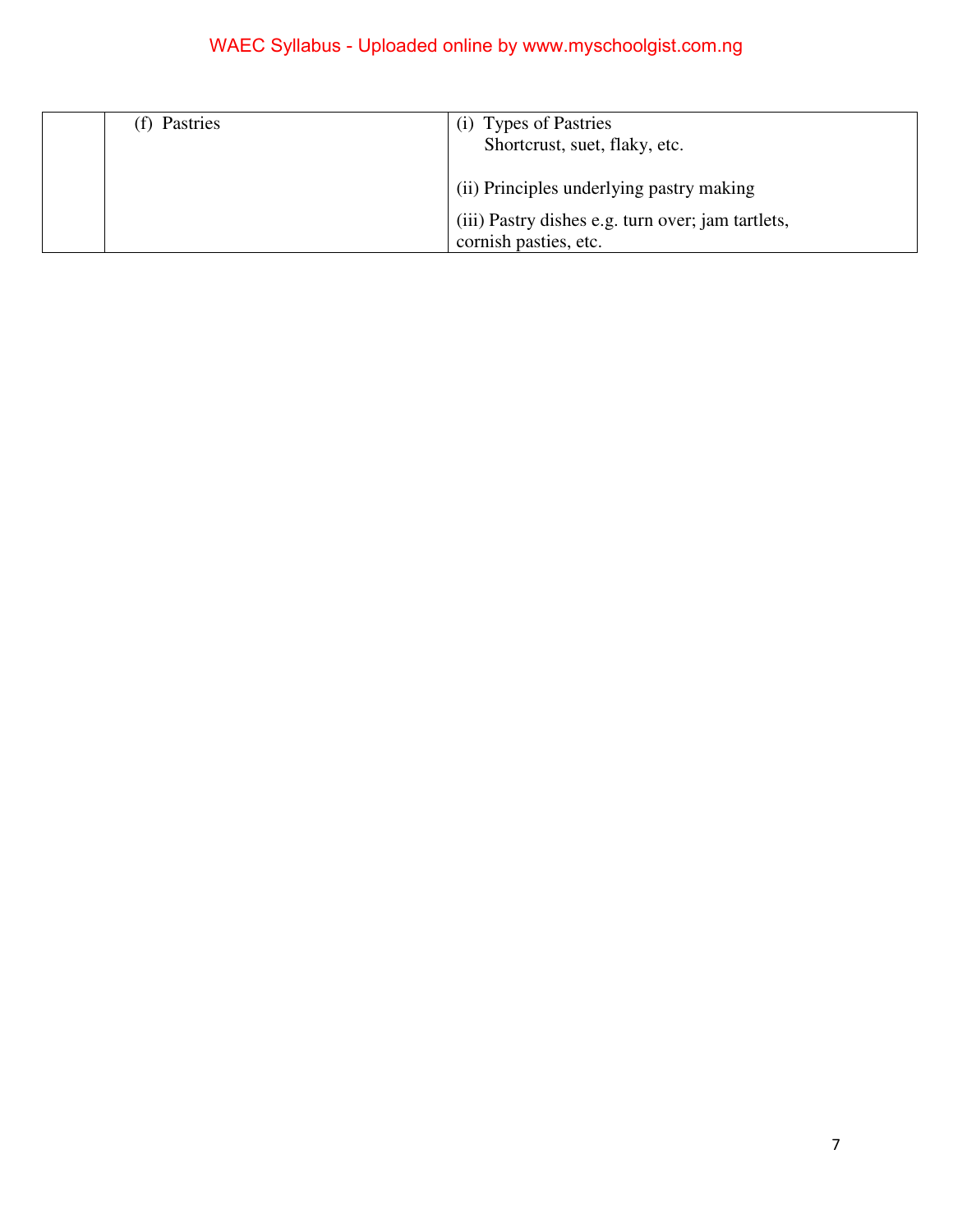|  | (f) Pastries | (i) Types of Pastries<br>Shortcrust, suet, flaky, etc.<br><br>(ii) Principles underlying pastry making<br><br>(iii) Pastry dishes e.g. turn over; jam tartlets, cornish pasties, etc. |
|---|---|---|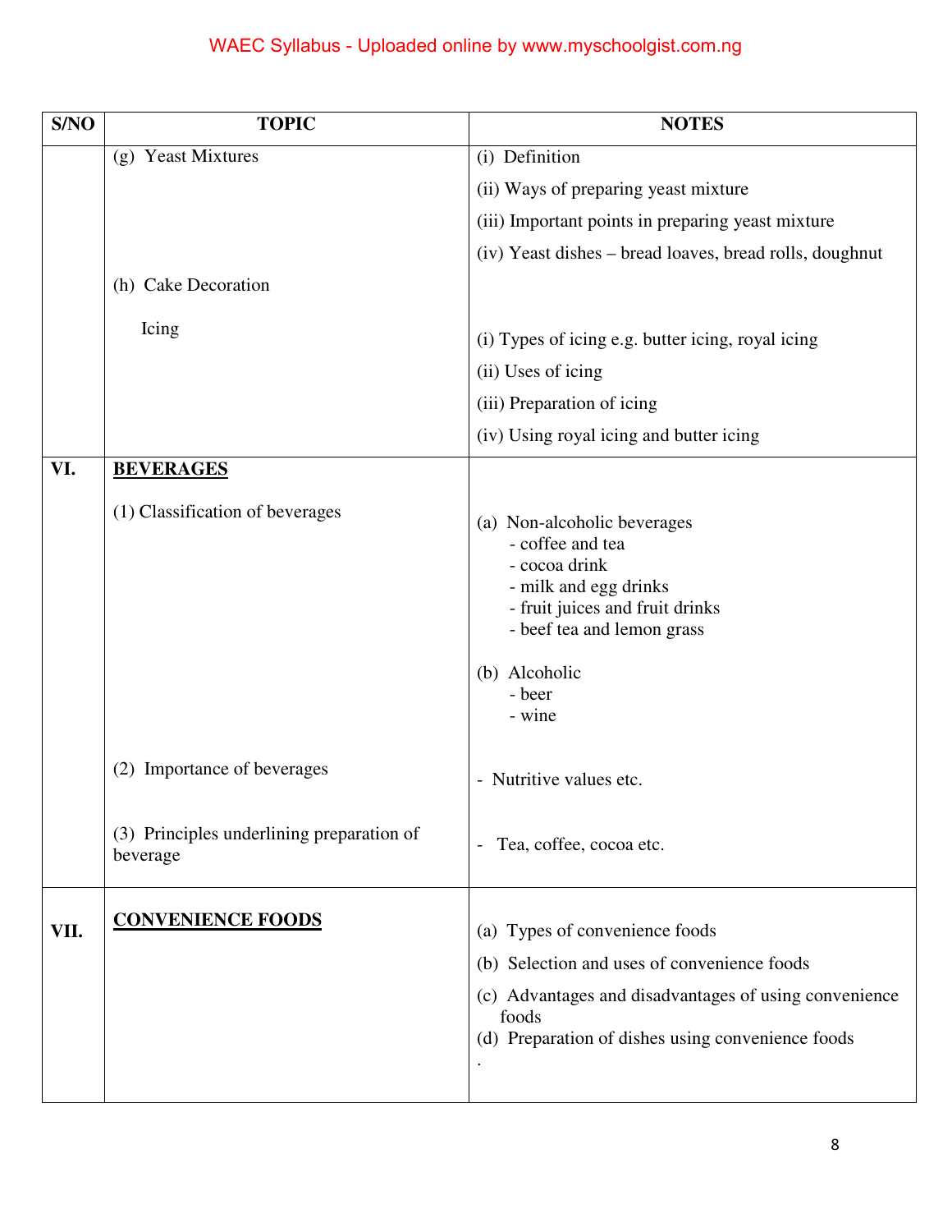| S/NO | TOPIC | NOTES |
|---|---|---|
| | (g) Yeast Mixtures | (i) Definition<br>(ii) Ways of preparing yeast mixture<br>(iii) Important points in preparing yeast mixture<br>(iv) Yeast dishes – bread loaves, bread rolls, doughnut |
| | (h) Cake Decoration<br><br>Icing | (i) Types of icing e.g. butter icing, royal icing<br>(ii) Uses of icing<br>(iii) Preparation of icing<br>(iv) Using royal icing and butter icing |
| VI. | **BEVERAGES**<br><br>(1) Classification of beverages | (a) Non-alcoholic beverages<br>- coffee and tea<br>- cocoa drink<br>- milk and egg drinks<br>- fruit juices and fruit drinks<br>- beef tea and lemon grass<br><br>(b) Alcoholic<br>- beer<br>- wine |
| | (2) Importance of beverages | - Nutritive values etc. |
| | (3) Principles underlining preparation of beverage | - Tea, coffee, cocoa etc. |
| VII. | **CONVENIENCE FOODS** | (a) Types of convenience foods<br>(b) Selection and uses of convenience foods<br>(c) Advantages and disadvantages of using convenience foods<br>(d) Preparation of dishes using convenience foods<br>. |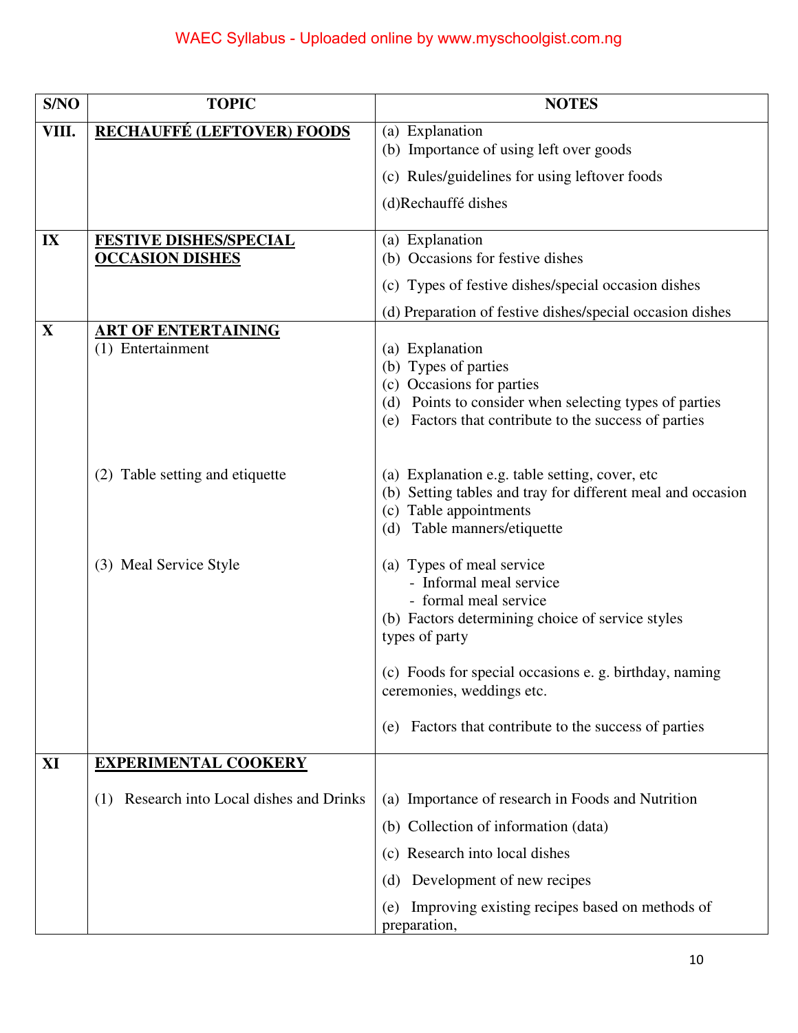| S/NO | TOPIC | NOTES |
|---|---|---|
| VIII. | **RECHAUFFÉ (LEFTOVER) FOODS** | (a) Explanation<br>(b) Importance of using left over goods<br>(c) Rules/guidelines for using leftover foods<br>(d)Rechauffé dishes |
| IX | **FESTIVE DISHES/SPECIAL OCCASION DISHES** | (a) Explanation<br>(b) Occasions for festive dishes<br>(c) Types of festive dishes/special occasion dishes<br>(d) Preparation of festive dishes/special occasion dishes |
| X | **ART OF ENTERTAINING**<br>(1) Entertainment | (a) Explanation<br>(b) Types of parties<br>(c) Occasions for parties<br>(d) Points to consider when selecting types of parties<br>(e) Factors that contribute to the success of parties |
| | (2) Table setting and etiquette | (a) Explanation e.g. table setting, cover, etc<br>(b) Setting tables and tray for different meal and occasion<br>(c) Table appointments<br>(d) Table manners/etiquette |
| | (3) Meal Service Style | (a) Types of meal service<br>- Informal meal service<br>- formal meal service<br>(b) Factors determining choice of service styles types of party<br>(c) Foods for special occasions e. g. birthday, naming ceremonies, weddings etc.<br>(e) Factors that contribute to the success of parties |
| XI | **EXPERIMENTAL COOKERY**<br>(1) Research into Local dishes and Drinks | (a) Importance of research in Foods and Nutrition<br>(b) Collection of information (data)<br>(c) Research into local dishes<br>(d) Development of new recipes<br>(e) Improving existing recipes based on methods of preparation, |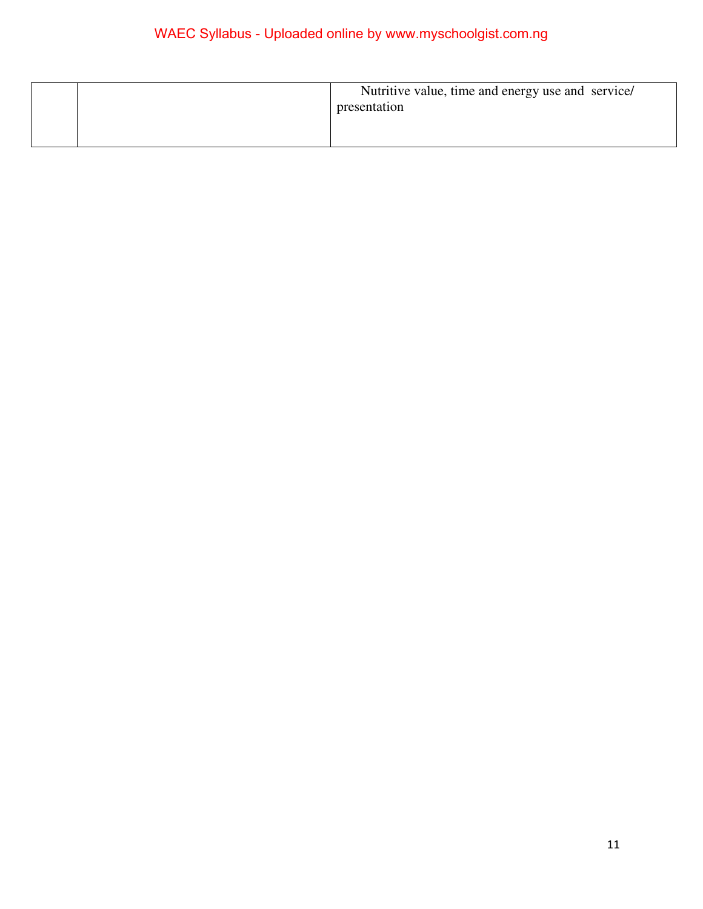| | | |
|---|---|---|
| | | Nutritive value, time and energy use and service/ presentation |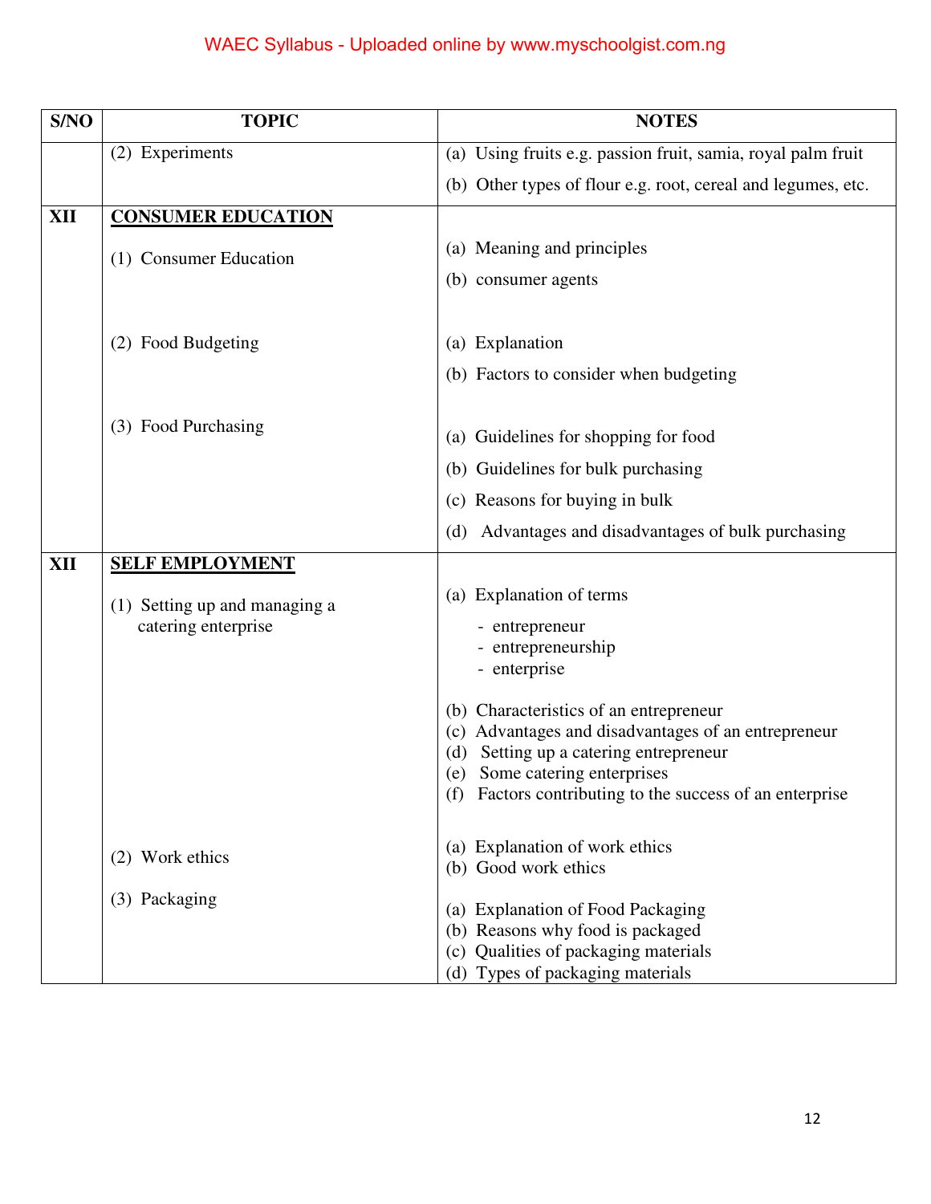| S/NO | TOPIC | NOTES |
|---|---|---|
| | (2) Experiments | (a) Using fruits e.g. passion fruit, samia, royal palm fruit<br>(b) Other types of flour e.g. root, cereal and legumes, etc. |
| XII | **CONSUMER EDUCATION**<br><br>(1) Consumer Education | (a) Meaning and principles<br>(b) consumer agents |
| | (2) Food Budgeting | (a) Explanation<br>(b) Factors to consider when budgeting |
| | (3) Food Purchasing | (a) Guidelines for shopping for food<br>(b) Guidelines for bulk purchasing<br>(c) Reasons for buying in bulk<br>(d) Advantages and disadvantages of bulk purchasing |
| XII | **SELF EMPLOYMENT**<br><br>(1) Setting up and managing a catering enterprise | (a) Explanation of terms<br>- entrepreneur<br>- entrepreneurship<br>- enterprise<br><br>(b) Characteristics of an entrepreneur<br>(c) Advantages and disadvantages of an entrepreneur<br>(d) Setting up a catering entrepreneur<br>(e) Some catering enterprises<br>(f) Factors contributing to the success of an enterprise |
| | (2) Work ethics | (a) Explanation of work ethics<br>(b) Good work ethics |
| | (3) Packaging | (a) Explanation of Food Packaging<br>(b) Reasons why food is packaged<br>(c) Qualities of packaging materials<br>(d) Types of packaging materials |